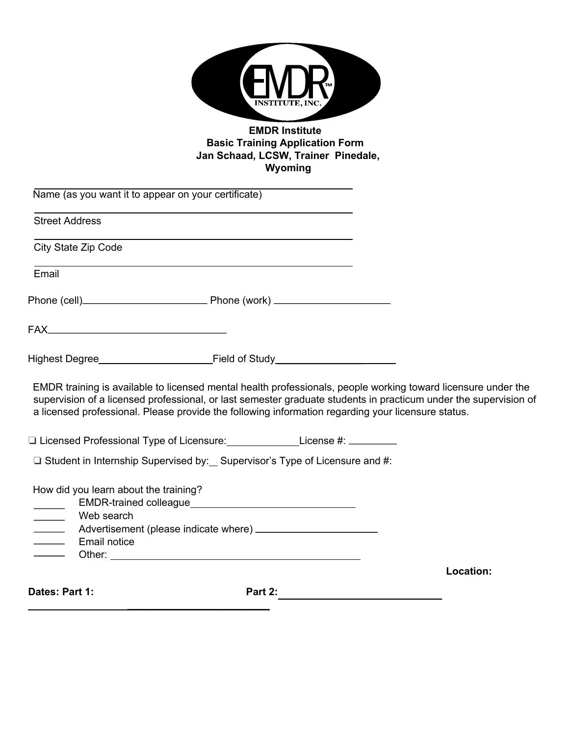**EMDR Institute**
**Basic Training Application Form**
**Jan Schaad, LCSW, Trainer Pinedale, Wyoming**

Name (as you want it to appear on your certificate) ______________________

Street Address ______________________

City State Zip Code ______________________

Email ______________________

Phone (cell)______________________ Phone (work) ______________________

FAX______________________

Highest Degree______________________Field of Study______________________

EMDR training is available to licensed mental health professionals, people working toward licensure under the supervision of a licensed professional, or last semester graduate students in practicum under the supervision of a licensed professional. Please provide the following information regarding your licensure status.

❑ Licensed Professional Type of Licensure:____________License #: _________

❑ Student in Internship Supervised by:__ Supervisor's Type of Licensure and #:

How did you learn about the training?

- ______ EMDR-trained colleague______________________
- ______ Web search
- ______ Advertisement (please indicate where) ______________________
- ______ Email notice
- ______ Other: ______________________

**Location:**

**Dates: Part 1:** ______________________ **Part 2:** ______________________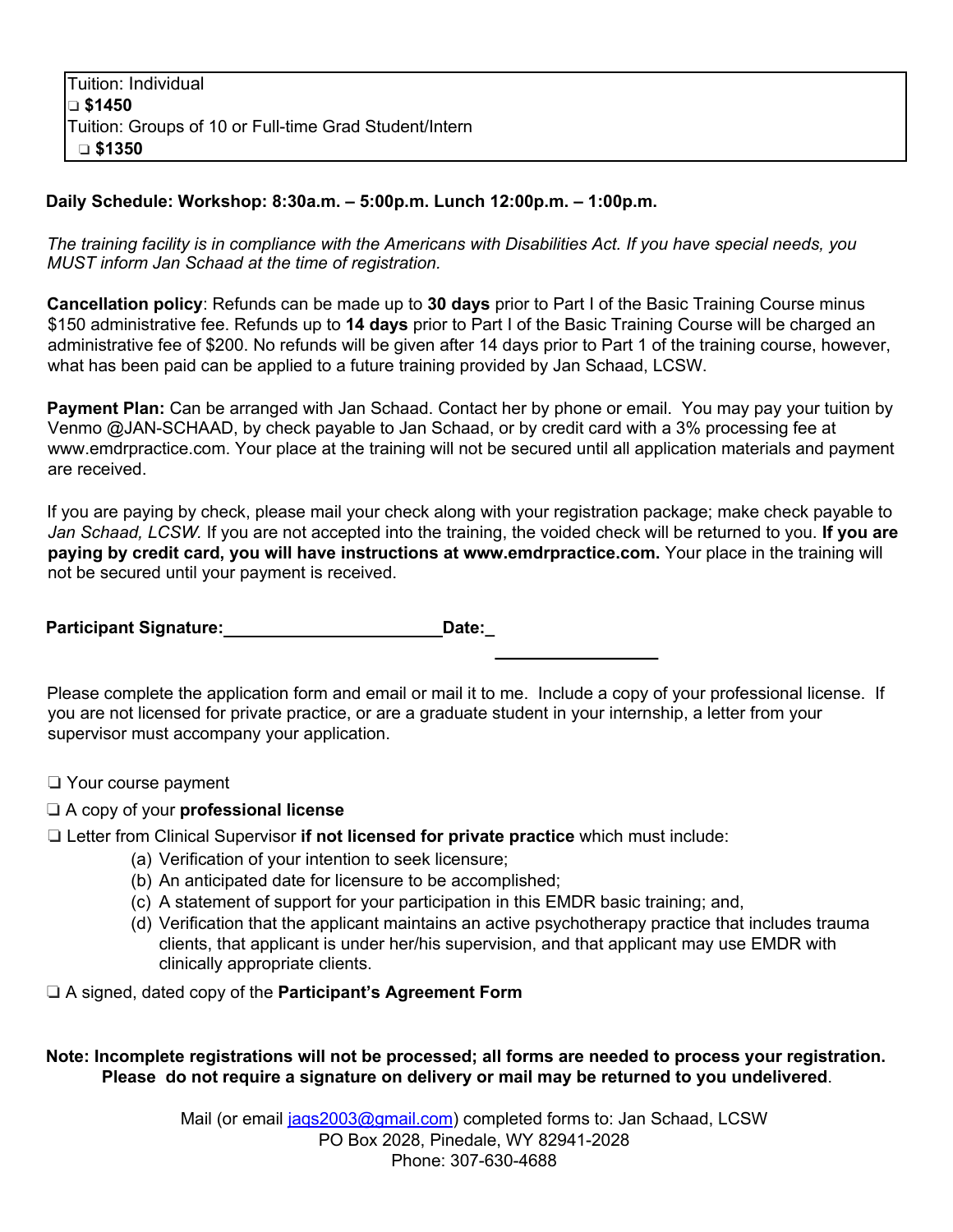| Tuition: Individual |
| --- |
| ❑ **$1450** |
| Tuition: Groups of 10 or Full-time Grad Student/Intern |
| ❑ **$1350** |

**Daily Schedule: Workshop: 8:30a.m. – 5:00p.m. Lunch 12:00p.m. – 1:00p.m.**

*The training facility is in compliance with the Americans with Disabilities Act. If you have special needs, you MUST inform Jan Schaad at the time of registration.*

**Cancellation policy**: Refunds can be made up to **30 days** prior to Part I of the Basic Training Course minus $150 administrative fee. Refunds up to **14 days** prior to Part I of the Basic Training Course will be charged an administrative fee of $200. No refunds will be given after 14 days prior to Part 1 of the training course, however, what has been paid can be applied to a future training provided by Jan Schaad, LCSW.

**Payment Plan:** Can be arranged with Jan Schaad. Contact her by phone or email. You may pay your tuition by Venmo @JAN-SCHAAD, by check payable to Jan Schaad, or by credit card with a 3% processing fee at www.emdrpractice.com. Your place at the training will not be secured until all application materials and payment are received.

If you are paying by check, please mail your check along with your registration package; make check payable to *Jan Schaad, LCSW.* If you are not accepted into the training, the voided check will be returned to you. **If you are paying by credit card, you will have instructions at www.emdrpractice.com.** Your place in the training will not be secured until your payment is received.

**Participant Signature:**_______________________**Date:**_________________

Please complete the application form and email or mail it to me. Include a copy of your professional license. If you are not licensed for private practice, or are a graduate student in your internship, a letter from your supervisor must accompany your application.

❑ Your course payment

❑ A copy of your **professional license**

❑ Letter from Clinical Supervisor **if not licensed for private practice** which must include:

(a) Verification of your intention to seek licensure;
(b) An anticipated date for licensure to be accomplished;
(c) A statement of support for your participation in this EMDR basic training; and,
(d) Verification that the applicant maintains an active psychotherapy practice that includes trauma clients, that applicant is under her/his supervision, and that applicant may use EMDR with clinically appropriate clients.

❑ A signed, dated copy of the **Participant's Agreement Form**

**Note: Incomplete registrations will not be processed; all forms are needed to process your registration. Please do not require a signature on delivery or mail may be returned to you undelivered**.

Mail (or email jaqs2003@gmail.com) completed forms to: Jan Schaad, LCSW
PO Box 2028, Pinedale, WY 82941-2028
Phone: 307-630-4688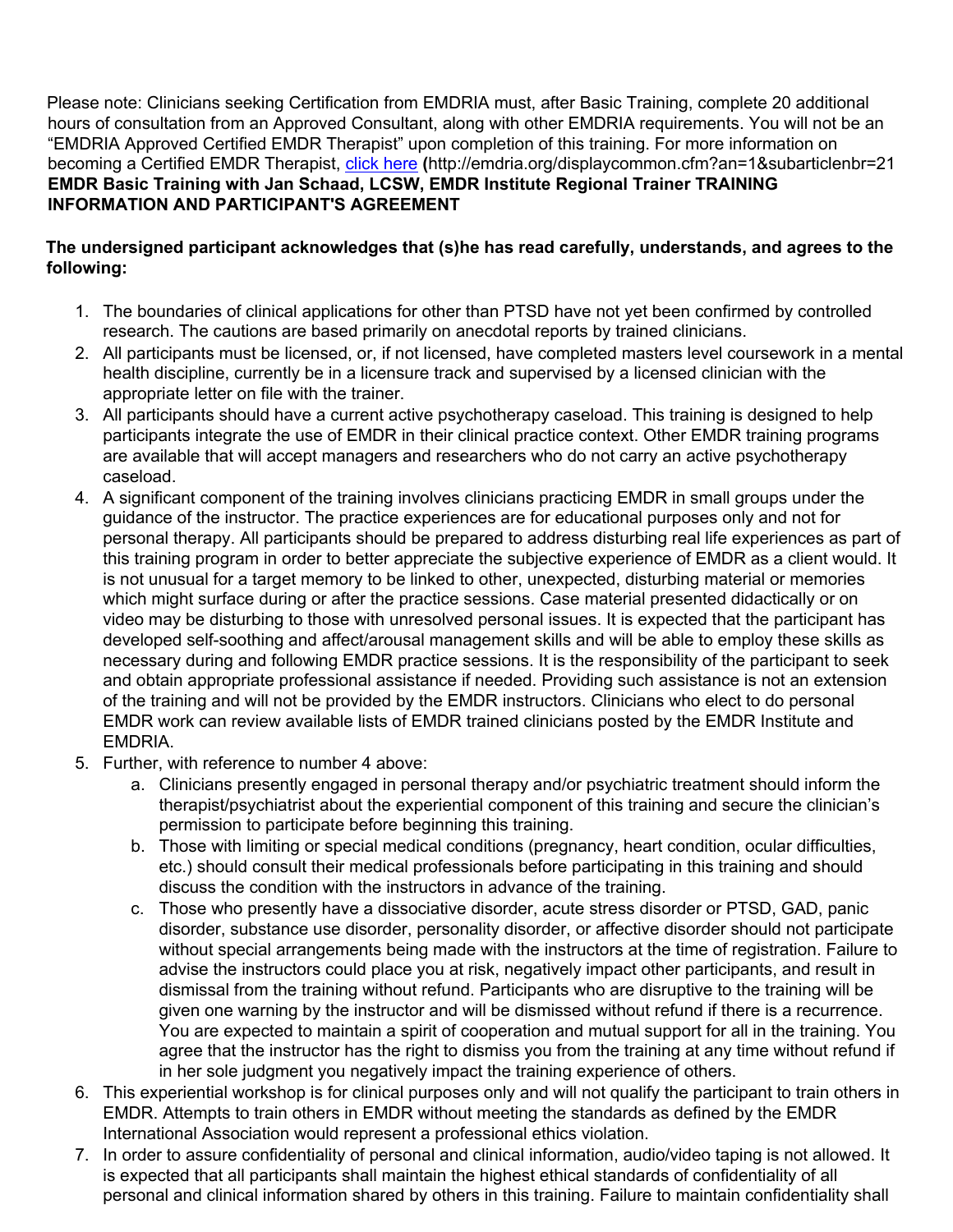Please note: Clinicians seeking Certification from EMDRIA must, after Basic Training, complete 20 additional hours of consultation from an Approved Consultant, along with other EMDRIA requirements. You will not be an "EMDRIA Approved Certified EMDR Therapist" upon completion of this training. For more information on becoming a Certified EMDR Therapist, [click here](http://emdria.org/displaycommon.cfm?an=1&subarticlenbr=21) **(**http://emdria.org/displaycommon.cfm?an=1&subarticlenbr=21

**EMDR Basic Training with Jan Schaad, LCSW, EMDR Institute Regional Trainer TRAINING INFORMATION AND PARTICIPANT'S AGREEMENT**

**The undersigned participant acknowledges that (s)he has read carefully, understands, and agrees to the following:**

1. The boundaries of clinical applications for other than PTSD have not yet been confirmed by controlled research. The cautions are based primarily on anecdotal reports by trained clinicians.
2. All participants must be licensed, or, if not licensed, have completed masters level coursework in a mental health discipline, currently be in a licensure track and supervised by a licensed clinician with the appropriate letter on file with the trainer.
3. All participants should have a current active psychotherapy caseload. This training is designed to help participants integrate the use of EMDR in their clinical practice context. Other EMDR training programs are available that will accept managers and researchers who do not carry an active psychotherapy caseload.
4. A significant component of the training involves clinicians practicing EMDR in small groups under the guidance of the instructor. The practice experiences are for educational purposes only and not for personal therapy. All participants should be prepared to address disturbing real life experiences as part of this training program in order to better appreciate the subjective experience of EMDR as a client would. It is not unusual for a target memory to be linked to other, unexpected, disturbing material or memories which might surface during or after the practice sessions. Case material presented didactically or on video may be disturbing to those with unresolved personal issues. It is expected that the participant has developed self-soothing and affect/arousal management skills and will be able to employ these skills as necessary during and following EMDR practice sessions. It is the responsibility of the participant to seek and obtain appropriate professional assistance if needed. Providing such assistance is not an extension of the training and will not be provided by the EMDR instructors. Clinicians who elect to do personal EMDR work can review available lists of EMDR trained clinicians posted by the EMDR Institute and EMDRIA.
5. Further, with reference to number 4 above:
   a. Clinicians presently engaged in personal therapy and/or psychiatric treatment should inform the therapist/psychiatrist about the experiential component of this training and secure the clinician's permission to participate before beginning this training.
   b. Those with limiting or special medical conditions (pregnancy, heart condition, ocular difficulties, etc.) should consult their medical professionals before participating in this training and should discuss the condition with the instructors in advance of the training.
   c. Those who presently have a dissociative disorder, acute stress disorder or PTSD, GAD, panic disorder, substance use disorder, personality disorder, or affective disorder should not participate without special arrangements being made with the instructors at the time of registration. Failure to advise the instructors could place you at risk, negatively impact other participants, and result in dismissal from the training without refund. Participants who are disruptive to the training will be given one warning by the instructor and will be dismissed without refund if there is a recurrence. You are expected to maintain a spirit of cooperation and mutual support for all in the training. You agree that the instructor has the right to dismiss you from the training at any time without refund if in her sole judgment you negatively impact the training experience of others.
6. This experiential workshop is for clinical purposes only and will not qualify the participant to train others in EMDR. Attempts to train others in EMDR without meeting the standards as defined by the EMDR International Association would represent a professional ethics violation.
7. In order to assure confidentiality of personal and clinical information, audio/video taping is not allowed. It is expected that all participants shall maintain the highest ethical standards of confidentiality of all personal and clinical information shared by others in this training. Failure to maintain confidentiality shall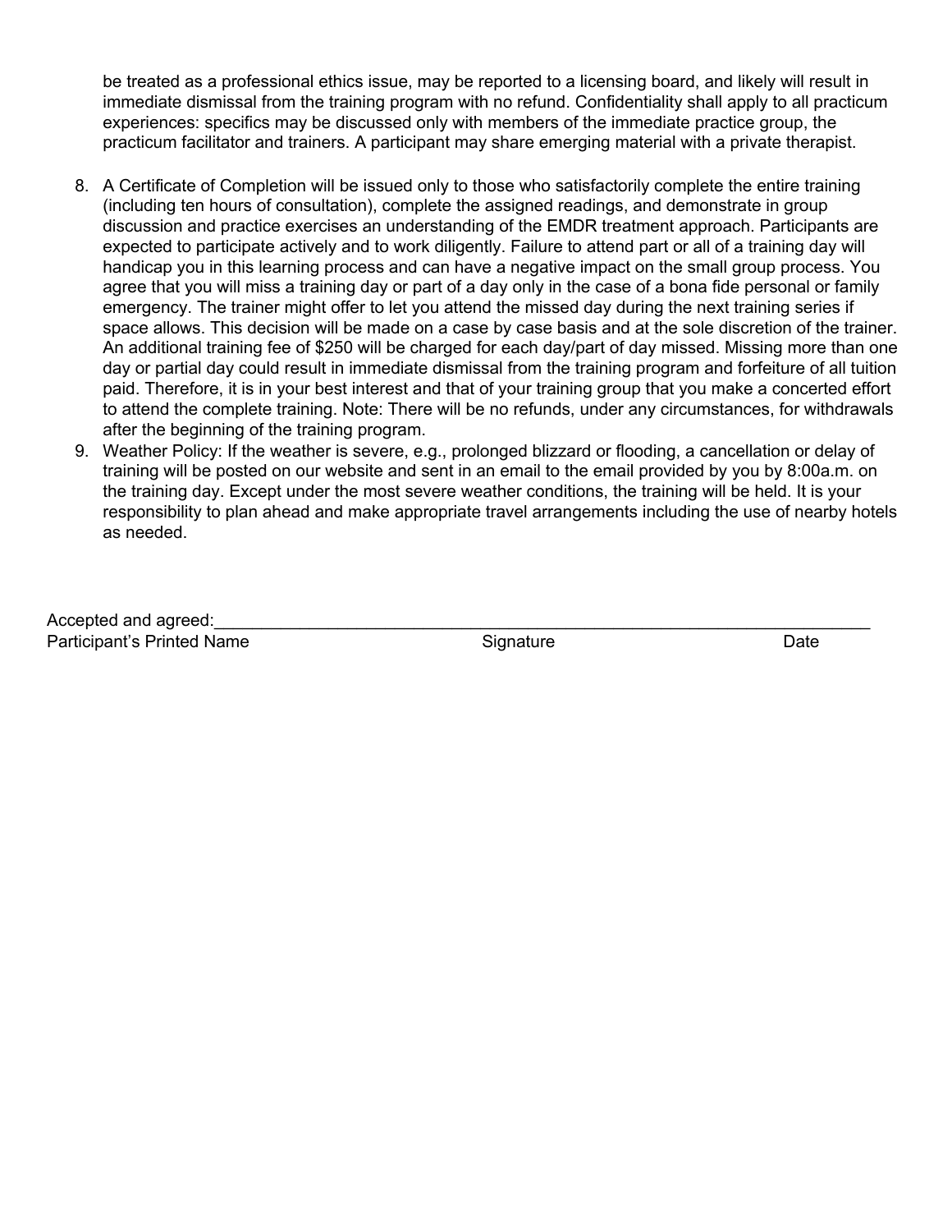be treated as a professional ethics issue, may be reported to a licensing board, and likely will result in immediate dismissal from the training program with no refund. Confidentiality shall apply to all practicum experiences: specifics may be discussed only with members of the immediate practice group, the practicum facilitator and trainers. A participant may share emerging material with a private therapist.

8. A Certificate of Completion will be issued only to those who satisfactorily complete the entire training (including ten hours of consultation), complete the assigned readings, and demonstrate in group discussion and practice exercises an understanding of the EMDR treatment approach. Participants are expected to participate actively and to work diligently. Failure to attend part or all of a training day will handicap you in this learning process and can have a negative impact on the small group process. You agree that you will miss a training day or part of a day only in the case of a bona fide personal or family emergency. The trainer might offer to let you attend the missed day during the next training series if space allows. This decision will be made on a case by case basis and at the sole discretion of the trainer. An additional training fee of $250 will be charged for each day/part of day missed. Missing more than one day or partial day could result in immediate dismissal from the training program and forfeiture of all tuition paid. Therefore, it is in your best interest and that of your training group that you make a concerted effort to attend the complete training. Note: There will be no refunds, under any circumstances, for withdrawals after the beginning of the training program.
9. Weather Policy: If the weather is severe, e.g., prolonged blizzard or flooding, a cancellation or delay of training will be posted on our website and sent in an email to the email provided by you by 8:00a.m. on the training day. Except under the most severe weather conditions, the training will be held. It is your responsibility to plan ahead and make appropriate travel arrangements including the use of nearby hotels as needed.

Accepted and agreed:\_\_\_\_\_\_\_\_\_\_\_\_\_\_\_\_\_\_\_\_\_\_\_\_\_\_\_\_\_\_\_\_\_\_\_\_\_\_\_\_\_\_\_\_\_\_\_\_\_\_\_\_\_\_\_\_\_\_\_\_\_\_\_\_\_\_\_\_

Participant's Printed Name                    Signature                    Date